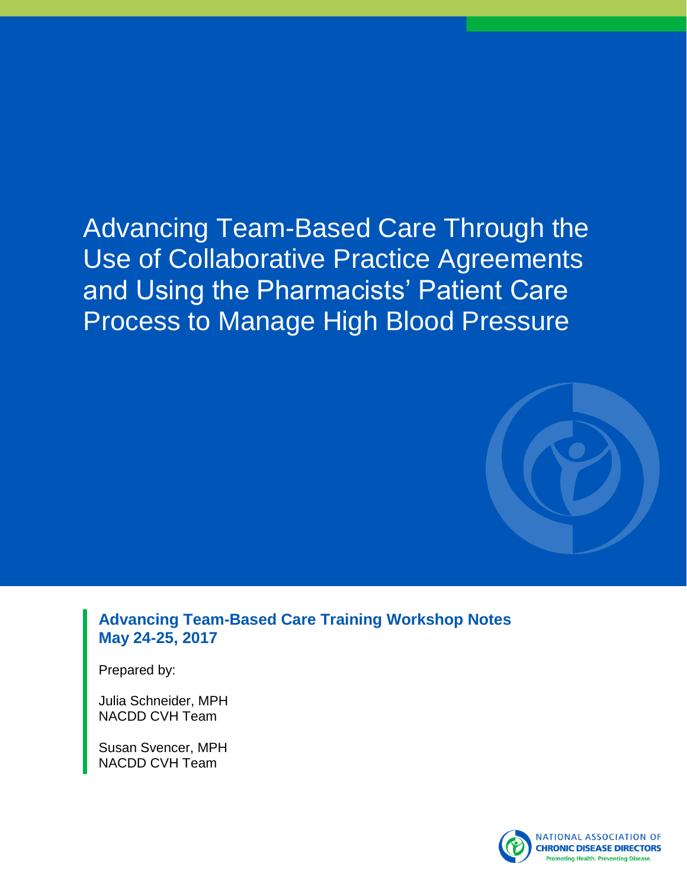# Advancing Team-Based Care Through the Use of Collaborative Practice Agreements and Using the Pharmacists' Patient Care Process to Manage High Blood Pressure

**Advancing Team-Based Care Training Workshop Notes**
**May 24-25, 2017**

Prepared by:

Julia Schneider, MPH
NACDD CVH Team

Susan Svencer, MPH
NACDD CVH Team

NATIONAL ASSOCIATION OF CHRONIC DISEASE DIRECTORS
Promoting Health. Preventing Disease.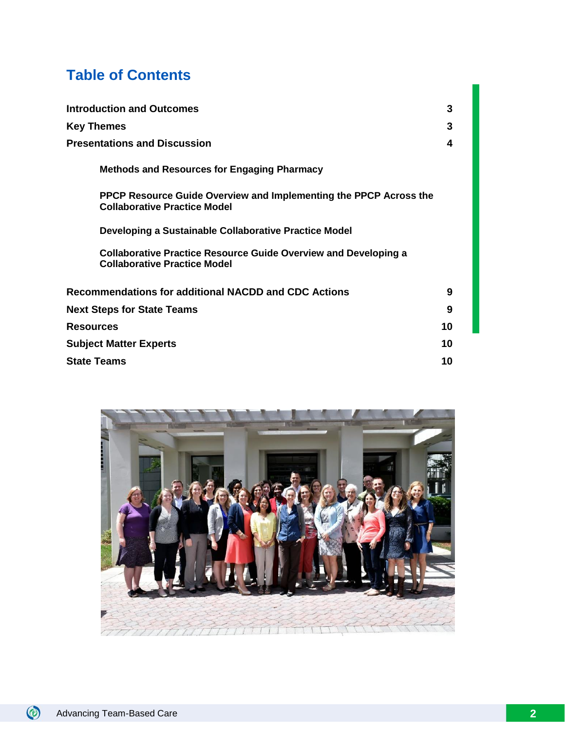## Table of Contents

| | |
|---|---|
| **Introduction and Outcomes** | **3** |
| **Key Themes** | **3** |
| **Presentations and Discussion** | **4** |
| &nbsp;&nbsp;&nbsp;&nbsp;**Methods and Resources for Engaging Pharmacy** | |
| &nbsp;&nbsp;&nbsp;&nbsp;**PPCP Resource Guide Overview and Implementing the PPCP Across the Collaborative Practice Model** | |
| &nbsp;&nbsp;&nbsp;&nbsp;**Developing a Sustainable Collaborative Practice Model** | |
| &nbsp;&nbsp;&nbsp;&nbsp;**Collaborative Practice Resource Guide Overview and Developing a Collaborative Practice Model** | |
| **Recommendations for additional NACDD and CDC Actions** | **9** |
| **Next Steps for State Teams** | **9** |
| **Resources** | **10** |
| **Subject Matter Experts** | **10** |
| **State Teams** | **10** |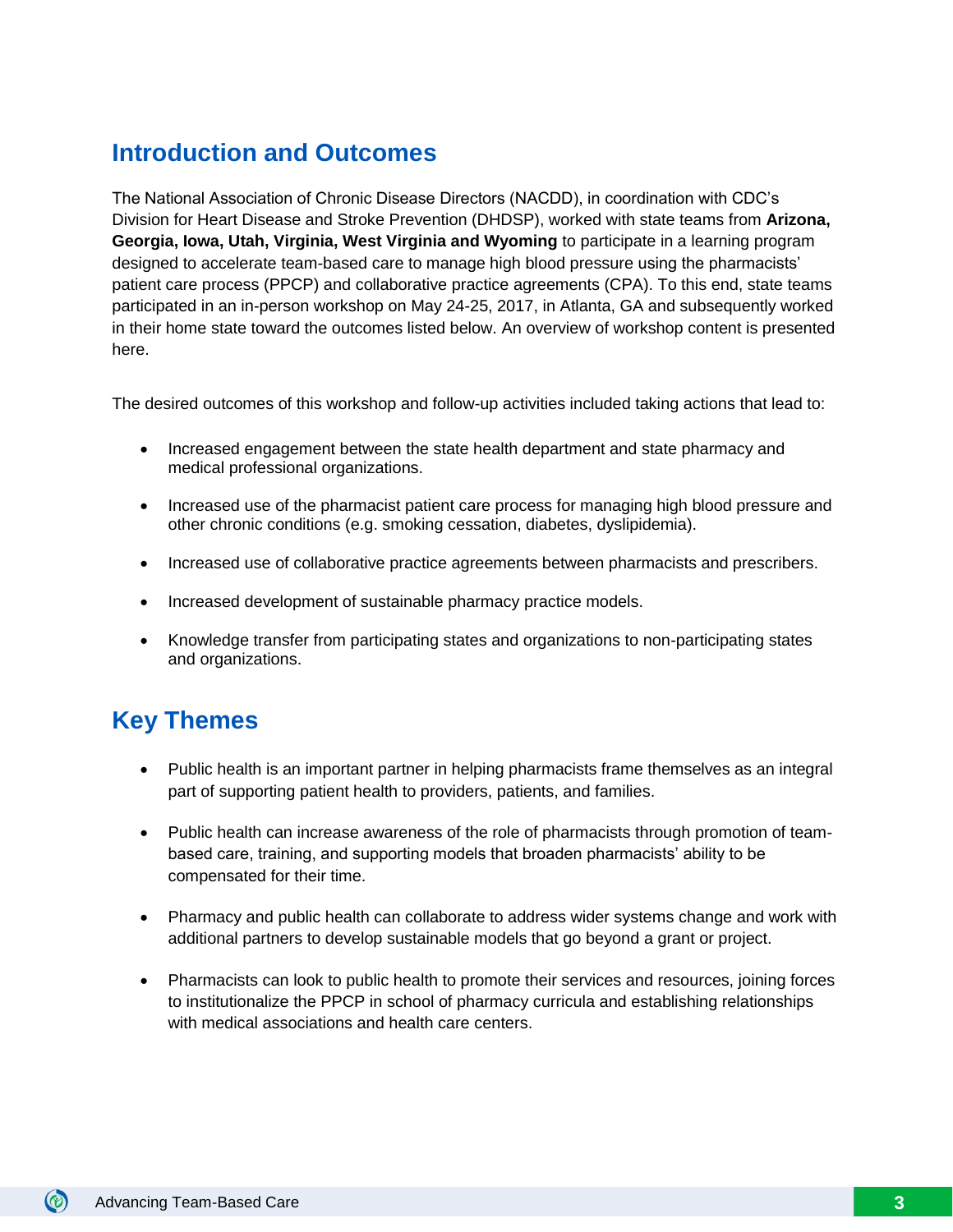## Introduction and Outcomes

The National Association of Chronic Disease Directors (NACDD), in coordination with CDC's Division for Heart Disease and Stroke Prevention (DHDSP), worked with state teams from **Arizona, Georgia, Iowa, Utah, Virginia, West Virginia and Wyoming** to participate in a learning program designed to accelerate team-based care to manage high blood pressure using the pharmacists' patient care process (PPCP) and collaborative practice agreements (CPA). To this end, state teams participated in an in-person workshop on May 24-25, 2017, in Atlanta, GA and subsequently worked in their home state toward the outcomes listed below. An overview of workshop content is presented here.

The desired outcomes of this workshop and follow-up activities included taking actions that lead to:

- Increased engagement between the state health department and state pharmacy and medical professional organizations.
- Increased use of the pharmacist patient care process for managing high blood pressure and other chronic conditions (e.g. smoking cessation, diabetes, dyslipidemia).
- Increased use of collaborative practice agreements between pharmacists and prescribers.
- Increased development of sustainable pharmacy practice models.
- Knowledge transfer from participating states and organizations to non-participating states and organizations.

## Key Themes

- Public health is an important partner in helping pharmacists frame themselves as an integral part of supporting patient health to providers, patients, and families.
- Public health can increase awareness of the role of pharmacists through promotion of team-based care, training, and supporting models that broaden pharmacists' ability to be compensated for their time.
- Pharmacy and public health can collaborate to address wider systems change and work with additional partners to develop sustainable models that go beyond a grant or project.
- Pharmacists can look to public health to promote their services and resources, joining forces to institutionalize the PPCP in school of pharmacy curricula and establishing relationships with medical associations and health care centers.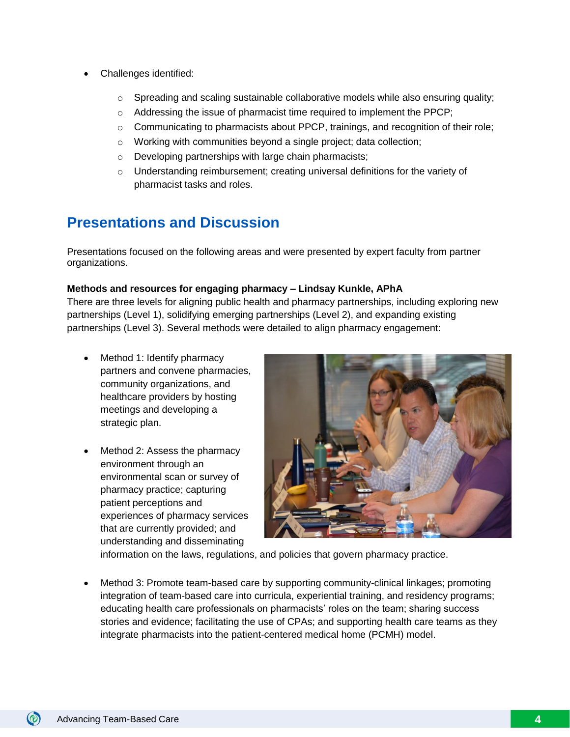- Challenges identified:
    - Spreading and scaling sustainable collaborative models while also ensuring quality;
    - Addressing the issue of pharmacist time required to implement the PPCP;
    - Communicating to pharmacists about PPCP, trainings, and recognition of their role;
    - Working with communities beyond a single project; data collection;
    - Developing partnerships with large chain pharmacists;
    - Understanding reimbursement; creating universal definitions for the variety of pharmacist tasks and roles.

## Presentations and Discussion

Presentations focused on the following areas and were presented by expert faculty from partner organizations.

**Methods and resources for engaging pharmacy – Lindsay Kunkle, APhA**

There are three levels for aligning public health and pharmacy partnerships, including exploring new partnerships (Level 1), solidifying emerging partnerships (Level 2), and expanding existing partnerships (Level 3). Several methods were detailed to align pharmacy engagement:

- Method 1: Identify pharmacy partners and convene pharmacies, community organizations, and healthcare providers by hosting meetings and developing a strategic plan.
- Method 2: Assess the pharmacy environment through an environmental scan or survey of pharmacy practice; capturing patient perceptions and experiences of pharmacy services that are currently provided; and understanding and disseminating information on the laws, regulations, and policies that govern pharmacy practice.
- Method 3: Promote team-based care by supporting community-clinical linkages; promoting integration of team-based care into curricula, experiential training, and residency programs; educating health care professionals on pharmacists' roles on the team; sharing success stories and evidence; facilitating the use of CPAs; and supporting health care teams as they integrate pharmacists into the patient-centered medical home (PCMH) model.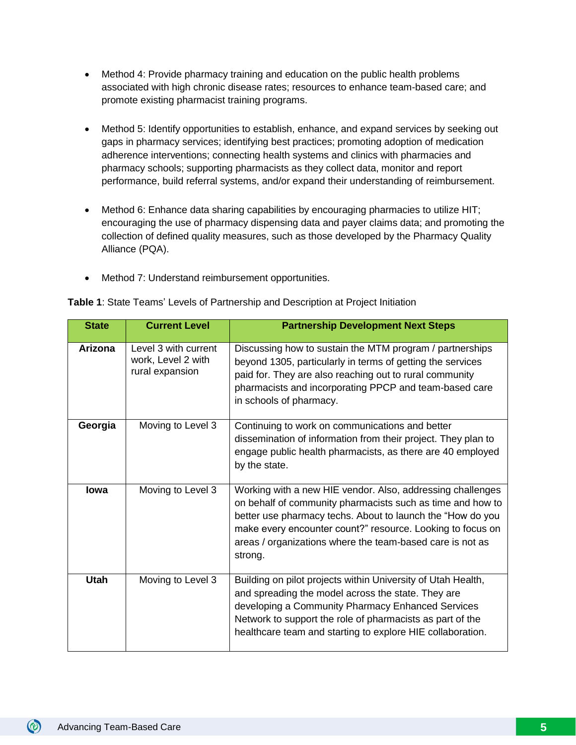- Method 4: Provide pharmacy training and education on the public health problems associated with high chronic disease rates; resources to enhance team-based care; and promote existing pharmacist training programs.

- Method 5: Identify opportunities to establish, enhance, and expand services by seeking out gaps in pharmacy services; identifying best practices; promoting adoption of medication adherence interventions; connecting health systems and clinics with pharmacies and pharmacy schools; supporting pharmacists as they collect data, monitor and report performance, build referral systems, and/or expand their understanding of reimbursement.

- Method 6: Enhance data sharing capabilities by encouraging pharmacies to utilize HIT; encouraging the use of pharmacy dispensing data and payer claims data; and promoting the collection of defined quality measures, such as those developed by the Pharmacy Quality Alliance (PQA).

- Method 7: Understand reimbursement opportunities.

**Table 1**: State Teams' Levels of Partnership and Description at Project Initiation

| State | Current Level | Partnership Development Next Steps |
|---|---|---|
| **Arizona** | Level 3 with current work, Level 2 with rural expansion | Discussing how to sustain the MTM program / partnerships beyond 1305, particularly in terms of getting the services paid for. They are also reaching out to rural community pharmacists and incorporating PPCP and team-based care in schools of pharmacy. |
| **Georgia** | Moving to Level 3 | Continuing to work on communications and better dissemination of information from their project. They plan to engage public health pharmacists, as there are 40 employed by the state. |
| **Iowa** | Moving to Level 3 | Working with a new HIE vendor. Also, addressing challenges on behalf of community pharmacists such as time and how to better use pharmacy techs. About to launch the "How do you make every encounter count?" resource. Looking to focus on areas / organizations where the team-based care is not as strong. |
| **Utah** | Moving to Level 3 | Building on pilot projects within University of Utah Health, and spreading the model across the state. They are developing a Community Pharmacy Enhanced Services Network to support the role of pharmacists as part of the healthcare team and starting to explore HIE collaboration. |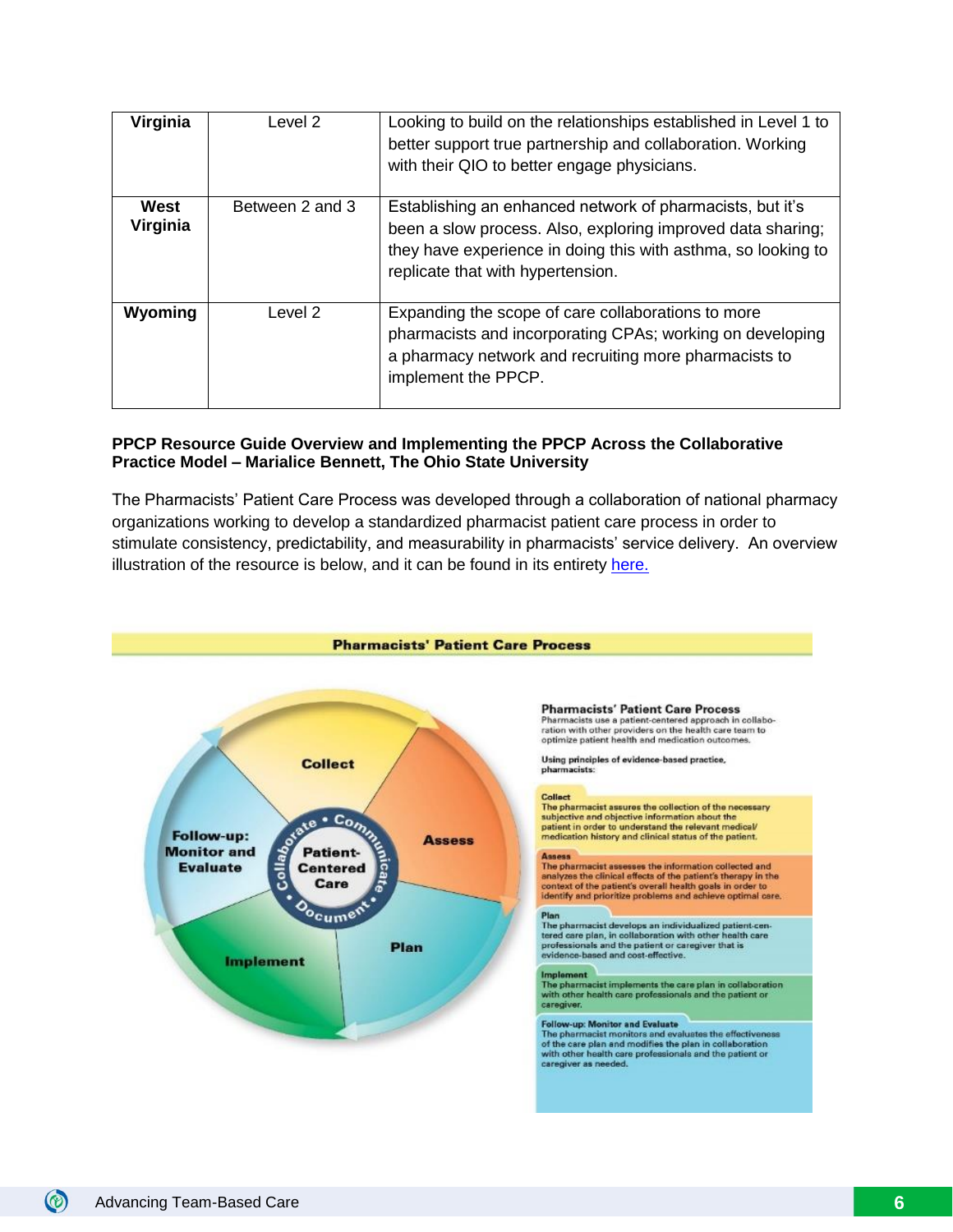| Virginia | Level 2 | Looking to build on the relationships established in Level 1 to better support true partnership and collaboration. Working with their QIO to better engage physicians. |
|---|---|---|
| West Virginia | Between 2 and 3 | Establishing an enhanced network of pharmacists, but it's been a slow process. Also, exploring improved data sharing; they have experience in doing this with asthma, so looking to replicate that with hypertension. |
| Wyoming | Level 2 | Expanding the scope of care collaborations to more pharmacists and incorporating CPAs; working on developing a pharmacy network and recruiting more pharmacists to implement the PPCP. |

**PPCP Resource Guide Overview and Implementing the PPCP Across the Collaborative Practice Model – Marialice Bennett, The Ohio State University**

The Pharmacists' Patient Care Process was developed through a collaboration of national pharmacy organizations working to develop a standardized pharmacist patient care process in order to stimulate consistency, predictability, and measurability in pharmacists' service delivery. An overview illustration of the resource is below, and it can be found in its entirety here.

**Pharmacists' Patient Care Process**

Collect

Assess

Plan

Implement

Follow-up: Monitor and Evaluate

Patient-Centered Care

Collaborate • Communicate • Document •

**Pharmacists' Patient Care Process**

Pharmacists use a patient-centered approach in collaboration with other providers on the health care team to optimize patient health and medication outcomes.

Using principles of evidence-based practice, pharmacists:

**Collect**
The pharmacist assures the collection of the necessary subjective and objective information about the patient in order to understand the relevant medical/medication history and clinical status of the patient.

**Assess**
The pharmacist assesses the information collected and analyzes the clinical effects of the patient's therapy in the context of the patient's overall health goals in order to identify and prioritize problems and achieve optimal care.

**Plan**
The pharmacist develops an individualized patient-centered care plan, in collaboration with other health care professionals and the patient or caregiver that is evidence-based and cost-effective.

**Implement**
The pharmacist implements the care plan in collaboration with other health care professionals and the patient or caregiver.

**Follow-up: Monitor and Evaluate**
The pharmacist monitors and evaluates the effectiveness of the care plan and modifies the plan in collaboration with other health care professionals and the patient or caregiver as needed.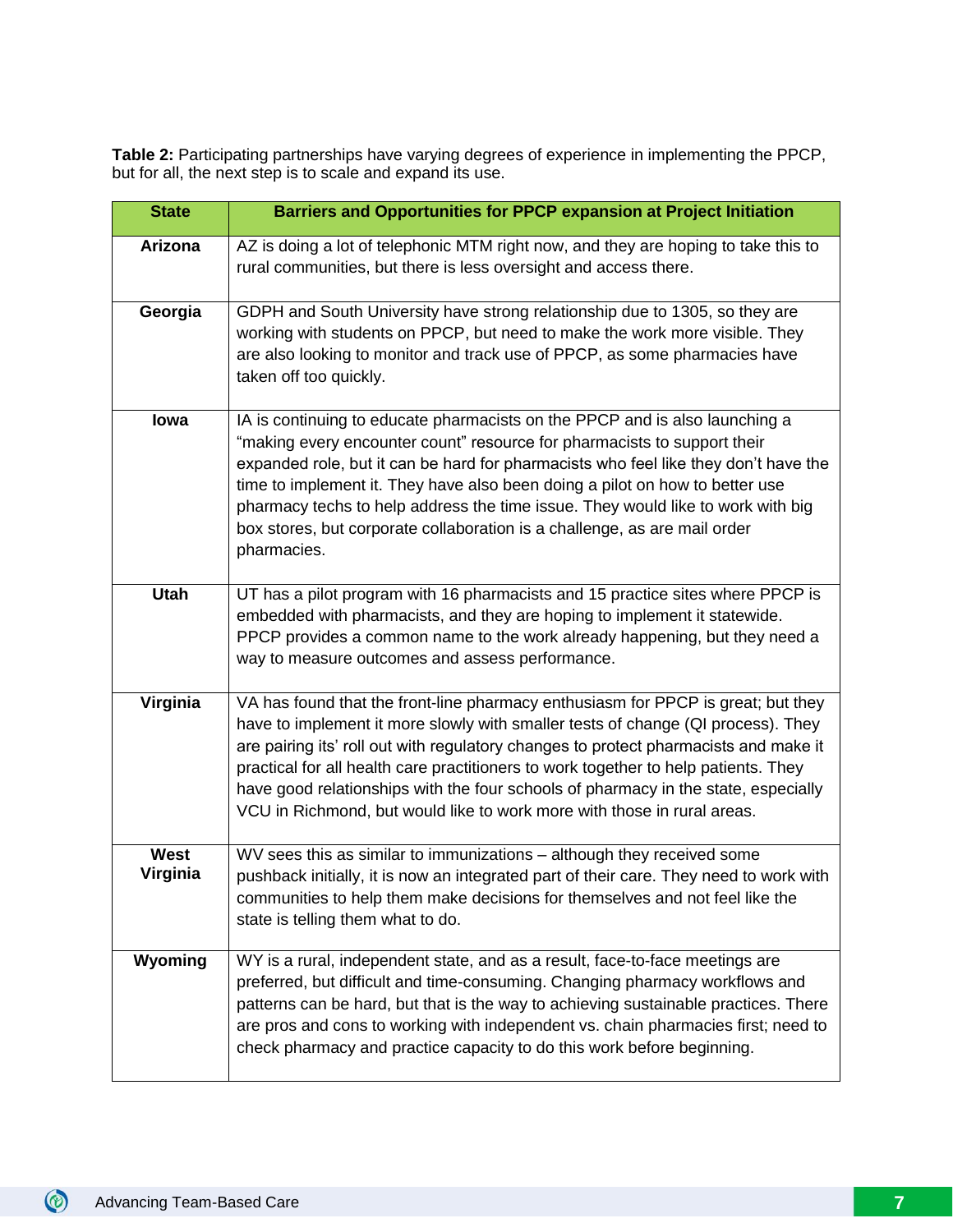**Table 2:** Participating partnerships have varying degrees of experience in implementing the PPCP, but for all, the next step is to scale and expand its use.

| State | Barriers and Opportunities for PPCP expansion at Project Initiation |
|---|---|
| **Arizona** | AZ is doing a lot of telephonic MTM right now, and they are hoping to take this to rural communities, but there is less oversight and access there. |
| **Georgia** | GDPH and South University have strong relationship due to 1305, so they are working with students on PPCP, but need to make the work more visible. They are also looking to monitor and track use of PPCP, as some pharmacies have taken off too quickly. |
| **Iowa** | IA is continuing to educate pharmacists on the PPCP and is also launching a "making every encounter count" resource for pharmacists to support their expanded role, but it can be hard for pharmacists who feel like they don't have the time to implement it. They have also been doing a pilot on how to better use pharmacy techs to help address the time issue. They would like to work with big box stores, but corporate collaboration is a challenge, as are mail order pharmacies. |
| **Utah** | UT has a pilot program with 16 pharmacists and 15 practice sites where PPCP is embedded with pharmacists, and they are hoping to implement it statewide. PPCP provides a common name to the work already happening, but they need a way to measure outcomes and assess performance. |
| **Virginia** | VA has found that the front-line pharmacy enthusiasm for PPCP is great; but they have to implement it more slowly with smaller tests of change (QI process). They are pairing its' roll out with regulatory changes to protect pharmacists and make it practical for all health care practitioners to work together to help patients. They have good relationships with the four schools of pharmacy in the state, especially VCU in Richmond, but would like to work more with those in rural areas. |
| **West Virginia** | WV sees this as similar to immunizations – although they received some pushback initially, it is now an integrated part of their care. They need to work with communities to help them make decisions for themselves and not feel like the state is telling them what to do. |
| **Wyoming** | WY is a rural, independent state, and as a result, face-to-face meetings are preferred, but difficult and time-consuming. Changing pharmacy workflows and patterns can be hard, but that is the way to achieving sustainable practices. There are pros and cons to working with independent vs. chain pharmacies first; need to check pharmacy and practice capacity to do this work before beginning. |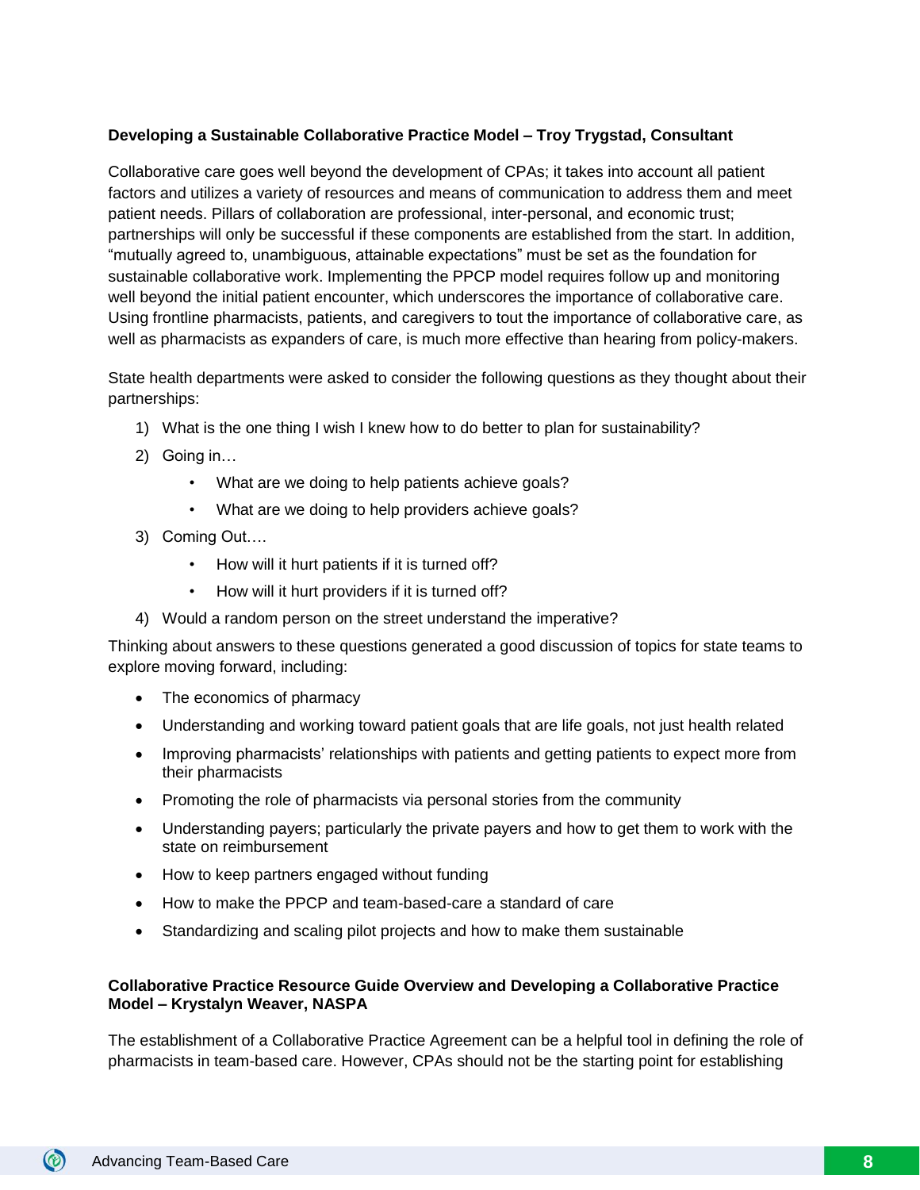**Developing a Sustainable Collaborative Practice Model – Troy Trygstad, Consultant**

Collaborative care goes well beyond the development of CPAs; it takes into account all patient factors and utilizes a variety of resources and means of communication to address them and meet patient needs. Pillars of collaboration are professional, inter-personal, and economic trust; partnerships will only be successful if these components are established from the start. In addition, "mutually agreed to, unambiguous, attainable expectations" must be set as the foundation for sustainable collaborative work. Implementing the PPCP model requires follow up and monitoring well beyond the initial patient encounter, which underscores the importance of collaborative care. Using frontline pharmacists, patients, and caregivers to tout the importance of collaborative care, as well as pharmacists as expanders of care, is much more effective than hearing from policy-makers.

State health departments were asked to consider the following questions as they thought about their partnerships:

1) What is the one thing I wish I knew how to do better to plan for sustainability?
2) Going in…
    - What are we doing to help patients achieve goals?
    - What are we doing to help providers achieve goals?
3) Coming Out….
    - How will it hurt patients if it is turned off?
    - How will it hurt providers if it is turned off?
4) Would a random person on the street understand the imperative?

Thinking about answers to these questions generated a good discussion of topics for state teams to explore moving forward, including:

- The economics of pharmacy
- Understanding and working toward patient goals that are life goals, not just health related
- Improving pharmacists' relationships with patients and getting patients to expect more from their pharmacists
- Promoting the role of pharmacists via personal stories from the community
- Understanding payers; particularly the private payers and how to get them to work with the state on reimbursement
- How to keep partners engaged without funding
- How to make the PPCP and team-based-care a standard of care
- Standardizing and scaling pilot projects and how to make them sustainable

**Collaborative Practice Resource Guide Overview and Developing a Collaborative Practice Model – Krystalyn Weaver, NASPA**

The establishment of a Collaborative Practice Agreement can be a helpful tool in defining the role of pharmacists in team-based care. However, CPAs should not be the starting point for establishing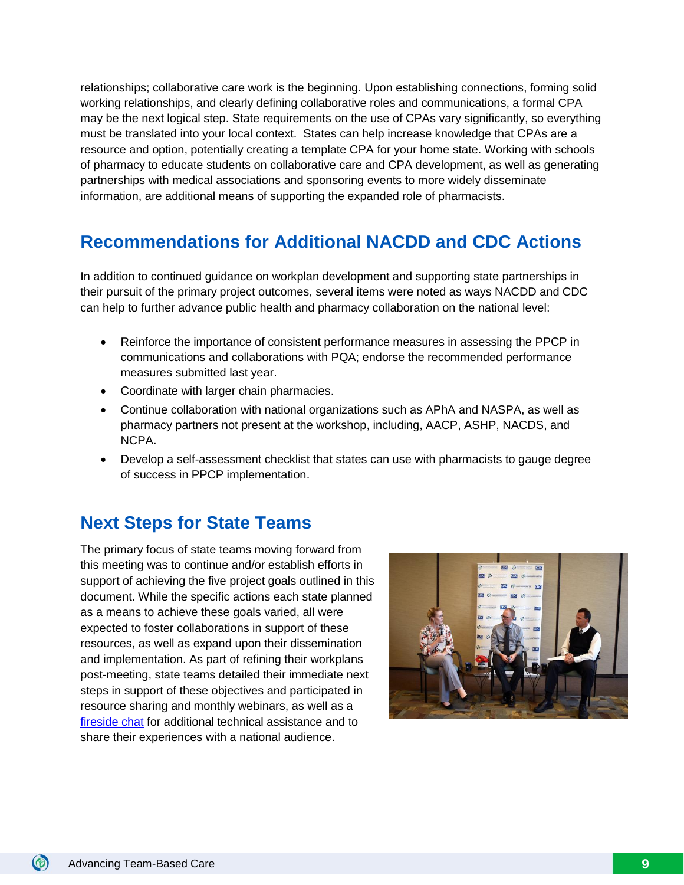relationships; collaborative care work is the beginning. Upon establishing connections, forming solid working relationships, and clearly defining collaborative roles and communications, a formal CPA may be the next logical step. State requirements on the use of CPAs vary significantly, so everything must be translated into your local context. States can help increase knowledge that CPAs are a resource and option, potentially creating a template CPA for your home state. Working with schools of pharmacy to educate students on collaborative care and CPA development, as well as generating partnerships with medical associations and sponsoring events to more widely disseminate information, are additional means of supporting the expanded role of pharmacists.

## Recommendations for Additional NACDD and CDC Actions

In addition to continued guidance on workplan development and supporting state partnerships in their pursuit of the primary project outcomes, several items were noted as ways NACDD and CDC can help to further advance public health and pharmacy collaboration on the national level:

- Reinforce the importance of consistent performance measures in assessing the PPCP in communications and collaborations with PQA; endorse the recommended performance measures submitted last year.
- Coordinate with larger chain pharmacies.
- Continue collaboration with national organizations such as APhA and NASPA, as well as pharmacy partners not present at the workshop, including, AACP, ASHP, NACDS, and NCPA.
- Develop a self-assessment checklist that states can use with pharmacists to gauge degree of success in PPCP implementation.

## Next Steps for State Teams

The primary focus of state teams moving forward from this meeting was to continue and/or establish efforts in support of achieving the five project goals outlined in this document. While the specific actions each state planned as a means to achieve these goals varied, all were expected to foster collaborations in support of these resources, as well as expand upon their dissemination and implementation. As part of refining their workplans post-meeting, state teams detailed their immediate next steps in support of these objectives and participated in resource sharing and monthly webinars, as well as a fireside chat for additional technical assistance and to share their experiences with a national audience.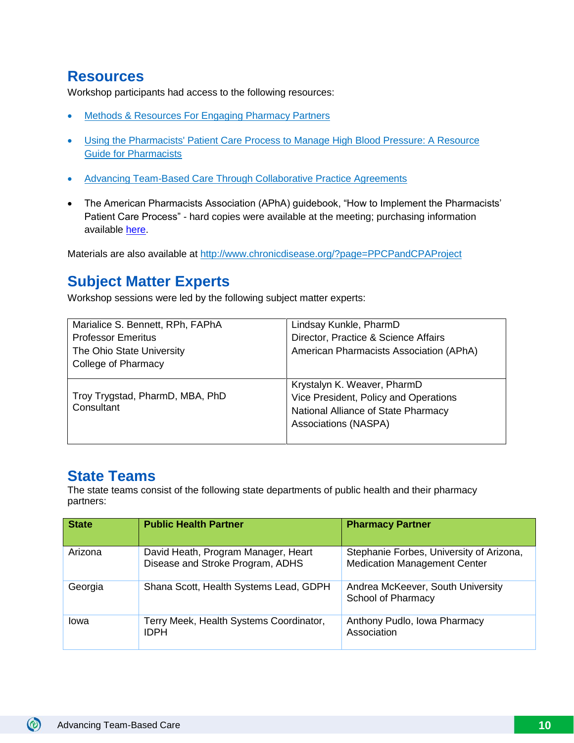## Resources

Workshop participants had access to the following resources:

- Methods & Resources For Engaging Pharmacy Partners
- Using the Pharmacists' Patient Care Process to Manage High Blood Pressure: A Resource Guide for Pharmacists
- Advancing Team-Based Care Through Collaborative Practice Agreements
- The American Pharmacists Association (APhA) guidebook, "How to Implement the Pharmacists' Patient Care Process" - hard copies were available at the meeting; purchasing information available here.

Materials are also available at http://www.chronicdisease.org/?page=PPCPandCPAProject

## Subject Matter Experts

Workshop sessions were led by the following subject matter experts:

| | |
|---|---|
| Marialice S. Bennett, RPh, FAPhA<br>Professor Emeritus<br>The Ohio State University<br>College of Pharmacy | Lindsay Kunkle, PharmD<br>Director, Practice & Science Affairs<br>American Pharmacists Association (APhA) |
| Troy Trygstad, PharmD, MBA, PhD<br>Consultant | Krystalyn K. Weaver, PharmD<br>Vice President, Policy and Operations<br>National Alliance of State Pharmacy Associations (NASPA) |

## State Teams

The state teams consist of the following state departments of public health and their pharmacy partners:

| State | Public Health Partner | Pharmacy Partner |
|---|---|---|
| Arizona | David Heath, Program Manager, Heart Disease and Stroke Program, ADHS | Stephanie Forbes, University of Arizona, Medication Management Center |
| Georgia | Shana Scott, Health Systems Lead, GDPH | Andrea McKeever, South University School of Pharmacy |
| Iowa | Terry Meek, Health Systems Coordinator, IDPH | Anthony Pudlo, Iowa Pharmacy Association |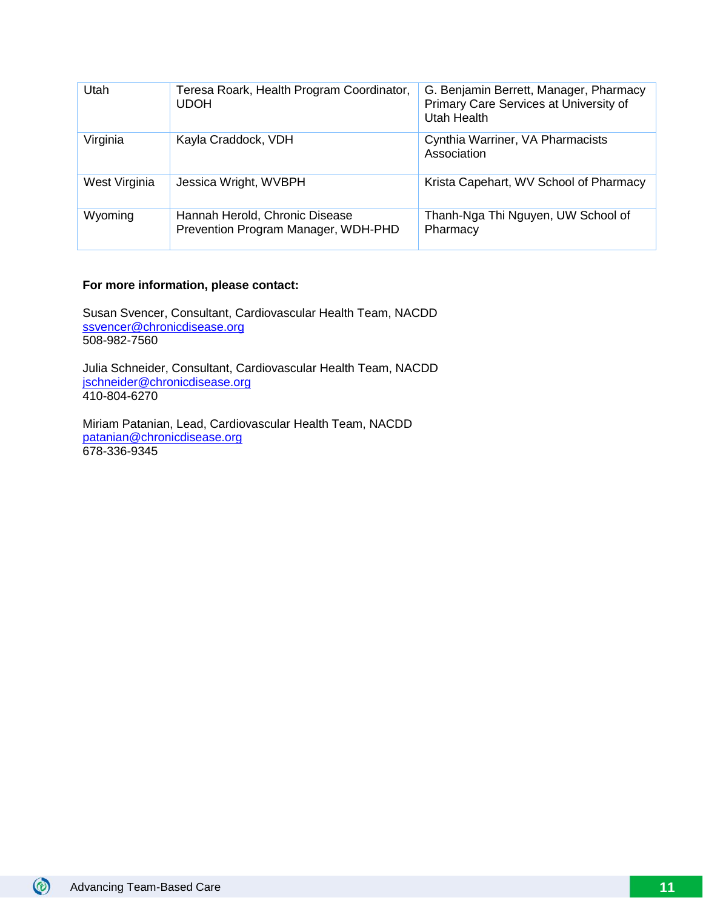| | | |
|---|---|---|
| Utah | Teresa Roark, Health Program Coordinator, UDOH | G. Benjamin Berrett, Manager, Pharmacy Primary Care Services at University of Utah Health |
| Virginia | Kayla Craddock, VDH | Cynthia Warriner, VA Pharmacists Association |
| West Virginia | Jessica Wright, WVBPH | Krista Capehart, WV School of Pharmacy |
| Wyoming | Hannah Herold, Chronic Disease Prevention Program Manager, WDH-PHD | Thanh-Nga Thi Nguyen, UW School of Pharmacy |

**For more information, please contact:**

Susan Svencer, Consultant, Cardiovascular Health Team, NACDD
ssvencer@chronicdisease.org
508-982-7560

Julia Schneider, Consultant, Cardiovascular Health Team, NACDD
jschneider@chronicdisease.org
410-804-6270

Miriam Patanian, Lead, Cardiovascular Health Team, NACDD
patanian@chronicdisease.org
678-336-9345